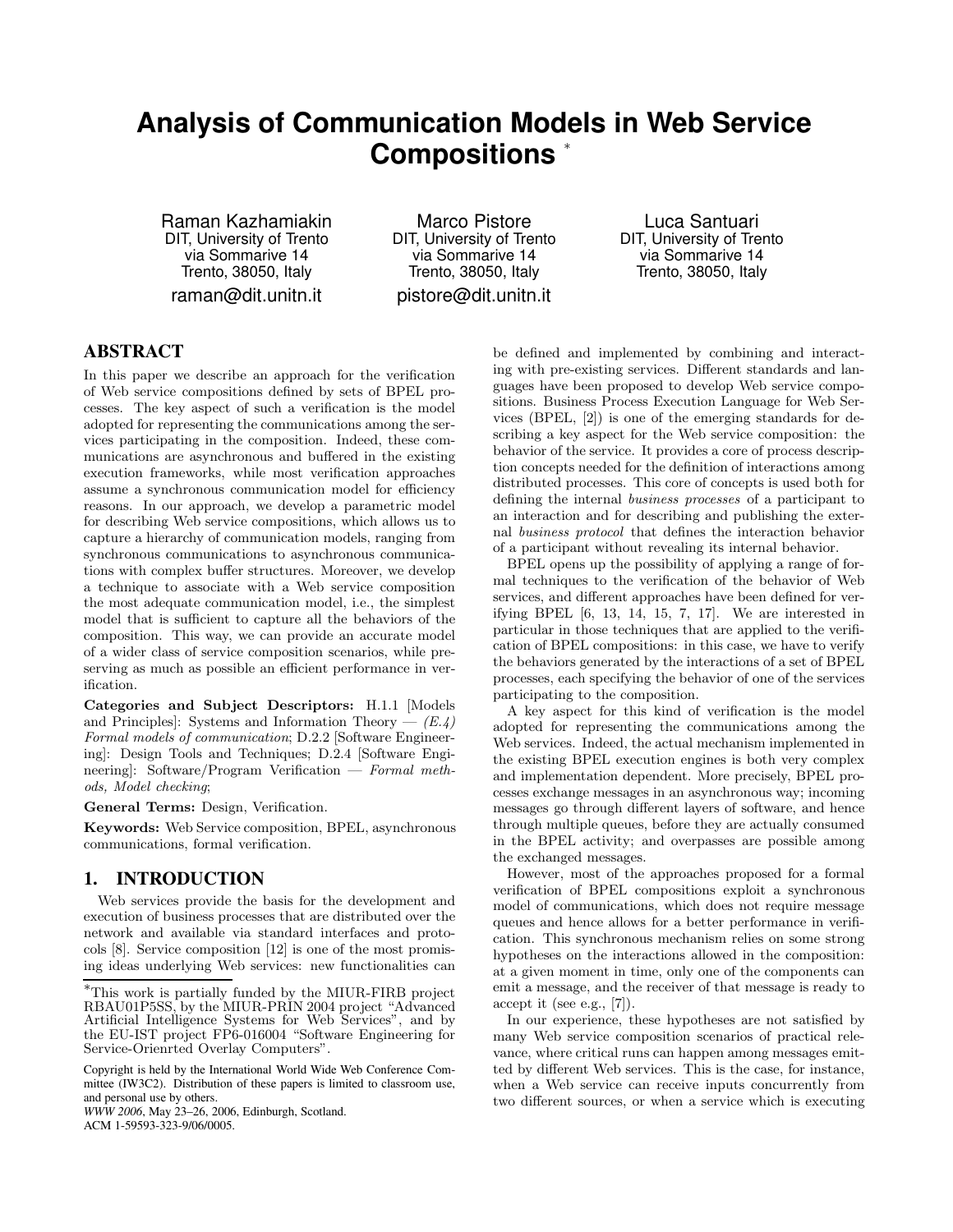# Analysis of Communication Models in Web Service Compositions *

Raman Kazhamiakin
DIT, University of Trento
via Sommarive 14
Trento, 38050, Italy
raman@dit.unitn.it

Marco Pistore
DIT, University of Trento
via Sommarive 14
Trento, 38050, Italy
pistore@dit.unitn.it

Luca Santuari
DIT, University of Trento
via Sommarive 14
Trento, 38050, Italy

## ABSTRACT

In this paper we describe an approach for the verification of Web service compositions defined by sets of BPEL processes. The key aspect of such a verification is the model adopted for representing the communications among the services participating in the composition. Indeed, these communications are asynchronous and buffered in the existing execution frameworks, while most verification approaches assume a synchronous communication model for efficiency reasons. In our approach, we develop a parametric model for describing Web service compositions, which allows us to capture a hierarchy of communication models, ranging from synchronous communications to asynchronous communications with complex buffer structures. Moreover, we develop a technique to associate with a Web service composition the most adequate communication model, i.e., the simplest model that is sufficient to capture all the behaviors of the composition. This way, we can provide an accurate model of a wider class of service composition scenarios, while preserving as much as possible an efficient performance in verification.

**Categories and Subject Descriptors:** H.1.1 [Models and Principles]: Systems and Information Theory — *(E.4) Formal models of communication*; D.2.2 [Software Engineering]: Design Tools and Techniques; D.2.4 [Software Engineering]: Software/Program Verification — *Formal methods, Model checking*;

**General Terms:** Design, Verification.

**Keywords:** Web Service composition, BPEL, asynchronous communications, formal verification.

## 1. INTRODUCTION

Web services provide the basis for the development and execution of business processes that are distributed over the network and available via standard interfaces and protocols [8]. Service composition [12] is one of the most promising ideas underlying Web services: new functionalities can be defined and implemented by combining and interacting with pre-existing services. Different standards and languages have been proposed to develop Web service compositions. Business Process Execution Language for Web Services (BPEL, [2]) is one of the emerging standards for describing a key aspect for the Web service composition: the behavior of the service. It provides a core of process description concepts needed for the definition of interactions among distributed processes. This core of concepts is used both for defining the internal *business processes* of a participant to an interaction and for describing and publishing the external *business protocol* that defines the interaction behavior of a participant without revealing its internal behavior.

BPEL opens up the possibility of applying a range of formal techniques to the verification of the behavior of Web services, and different approaches have been defined for verifying BPEL [6, 13, 14, 15, 7, 17]. We are interested in particular in those techniques that are applied to the verification of BPEL compositions: in this case, we have to verify the behaviors generated by the interactions of a set of BPEL processes, each specifying the behavior of one of the services participating to the composition.

A key aspect for this kind of verification is the model adopted for representing the communications among the Web services. Indeed, the actual mechanism implemented in the existing BPEL execution engines is both very complex and implementation dependent. More precisely, BPEL processes exchange messages in an asynchronous way; incoming messages go through different layers of software, and hence through multiple queues, before they are actually consumed in the BPEL activity; and overpasses are possible among the exchanged messages.

However, most of the approaches proposed for a formal verification of BPEL compositions exploit a synchronous model of communications, which does not require message queues and hence allows for a better performance in verification. This synchronous mechanism relies on some strong hypotheses on the interactions allowed in the composition: at a given moment in time, only one of the components can emit a message, and the receiver of that message is ready to accept it (see e.g., [7]).

In our experience, these hypotheses are not satisfied by many Web service composition scenarios of practical relevance, where critical runs can happen among messages emitted by different Web services. This is the case, for instance, when a Web service can receive inputs concurrently from two different sources, or when a service which is executing

*This work is partially funded by the MIUR-FIRB project RBAU01P5SS, by the MIUR-PRIN 2004 project "Advanced Artificial Intelligence Systems for Web Services", and by the EU-IST project FP6-016004 "Software Engineering for Service-Orienrted Overlay Computers".

Copyright is held by the International World Wide Web Conference Committee (IW3C2). Distribution of these papers is limited to classroom use, and personal use by others.
*WWW 2006*, May 23–26, 2006, Edinburgh, Scotland.
ACM 1-59593-323-9/06/0005.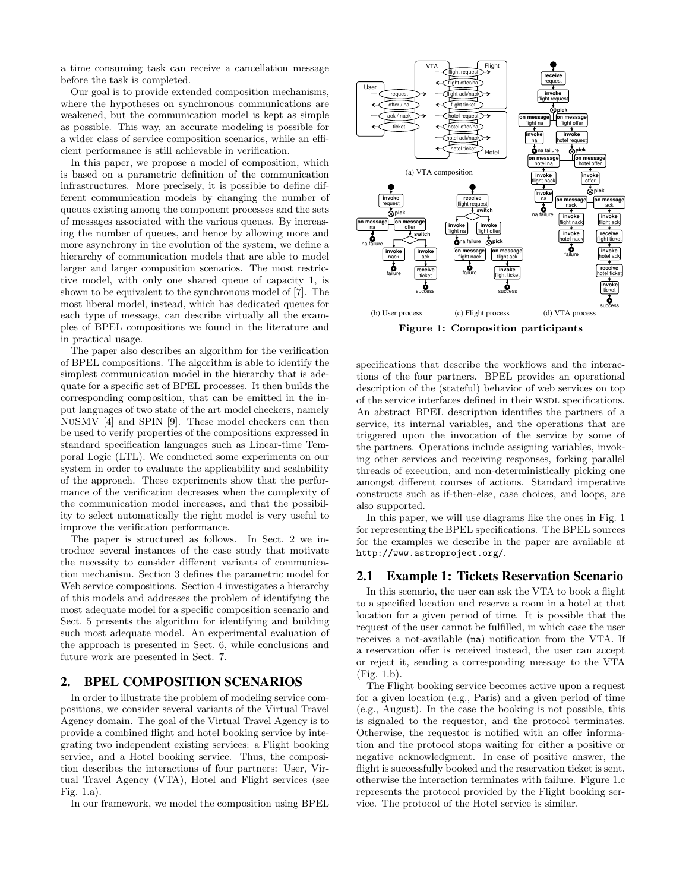a time consuming task can receive a cancellation message before the task is completed.

Our goal is to provide extended composition mechanisms, where the hypotheses on synchronous communications are weakened, but the communication model is kept as simple as possible. This way, an accurate modeling is possible for a wider class of service composition scenarios, while an efficient performance is still achievable in verification.

In this paper, we propose a model of composition, which is based on a parametric definition of the communication infrastructures. More precisely, it is possible to define different communication models by changing the number of queues existing among the component processes and the sets of messages associated with the various queues. By increasing the number of queues, and hence by allowing more and more asynchrony in the evolution of the system, we define a hierarchy of communication models that are able to model larger and larger composition scenarios. The most restrictive model, with only one shared queue of capacity 1, is shown to be equivalent to the synchronous model of [7]. The most liberal model, instead, which has dedicated queues for each type of message, can describe virtually all the examples of BPEL compositions we found in the literature and in practical usage.

The paper also describes an algorithm for the verification of BPEL compositions. The algorithm is able to identify the simplest communication model in the hierarchy that is adequate for a specific set of BPEL processes. It then builds the corresponding composition, that can be emitted in the input languages of two state of the art model checkers, namely NuSMV [4] and SPIN [9]. These model checkers can then be used to verify properties of the compositions expressed in standard specification languages such as Linear-time Temporal Logic (LTL). We conducted some experiments on our system in order to evaluate the applicability and scalability of the approach. These experiments show that the performance of the verification decreases when the complexity of the communication model increases, and that the possibility to select automatically the right model is very useful to improve the verification performance.

The paper is structured as follows. In Sect. 2 we introduce several instances of the case study that motivate the necessity to consider different variants of communication mechanism. Section 3 defines the parametric model for Web service compositions. Section 4 investigates a hierarchy of this models and addresses the problem of identifying the most adequate model for a specific composition scenario and Sect. 5 presents the algorithm for identifying and building such most adequate model. An experimental evaluation of the approach is presented in Sect. 6, while conclusions and future work are presented in Sect. 7.

## 2. BPEL COMPOSITION SCENARIOS

In order to illustrate the problem of modeling service compositions, we consider several variants of the Virtual Travel Agency domain. The goal of the Virtual Travel Agency is to provide a combined flight and hotel booking service by integrating two independent existing services: a Flight booking service, and a Hotel booking service. Thus, the composition describes the interactions of four partners: User, Virtual Travel Agency (VTA), Hotel and Flight services (see Fig. 1.a).

In our framework, we model the composition using BPEL

(a) VTA composition

(b) User process (c) Flight process (d) VTA process

**Figure 1: Composition participants**

specifications that describe the workflows and the interactions of the four partners. BPEL provides an operational description of the (stateful) behavior of web services on top of the service interfaces defined in their WSDL specifications. An abstract BPEL description identifies the partners of a service, its internal variables, and the operations that are triggered upon the invocation of the service by some of the partners. Operations include assigning variables, invoking other services and receiving responses, forking parallel threads of execution, and non-deterministically picking one amongst different courses of actions. Standard imperative constructs such as if-then-else, case choices, and loops, are also supported.

In this paper, we will use diagrams like the ones in Fig. 1 for representing the BPEL specifications. The BPEL sources for the examples we describe in the paper are available at `http://www.astroproject.org/`.

### 2.1 Example 1: Tickets Reservation Scenario

In this scenario, the user can ask the VTA to book a flight to a specified location and reserve a room in a hotel at that location for a given period of time. It is possible that the request of the user cannot be fulfilled, in which case the user receives a not-available (`na`) notification from the VTA. If a reservation offer is received instead, the user can accept or reject it, sending a corresponding message to the VTA (Fig. 1.b).

The Flight booking service becomes active upon a request for a given location (e.g., Paris) and a given period of time (e.g., August). In the case the booking is not possible, this is signaled to the requestor, and the protocol terminates. Otherwise, the requestor is notified with an offer information and the protocol stops waiting for either a positive or negative acknowledgment. In case of positive answer, the flight is successfully booked and the reservation ticket is sent, otherwise the interaction terminates with failure. Figure 1.c represents the protocol provided by the Flight booking service. The protocol of the Hotel service is similar.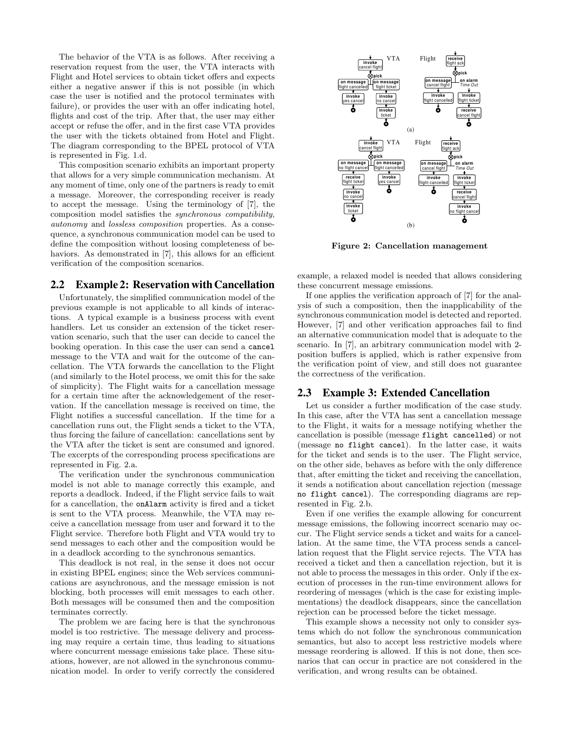The behavior of the VTA is as follows. After receiving a reservation request from the user, the VTA interacts with Flight and Hotel services to obtain ticket offers and expects either a negative answer if this is not possible (in which case the user is notified and the protocol terminates with failure), or provides the user with an offer indicating hotel, flights and cost of the trip. After that, the user may either accept or refuse the offer, and in the first case VTA provides the user with the tickets obtained from Hotel and Flight. The diagram corresponding to the BPEL protocol of VTA is represented in Fig. 1.d.

This composition scenario exhibits an important property that allows for a very simple communication mechanism. At any moment of time, only one of the partners is ready to emit a message. Moreover, the corresponding receiver is ready to accept the message. Using the terminology of [7], the composition model satisfies the *synchronous compatibility*, *autonomy* and *lossless composition* properties. As a consequence, a synchronous communication model can be used to define the composition without loosing completeness of behaviors. As demonstrated in [7], this allows for an efficient verification of the composition scenarios.

## 2.2 Example 2: Reservation with Cancellation

Unfortunately, the simplified communication model of the previous example is not applicable to all kinds of interactions. A typical example is a business process with event handlers. Let us consider an extension of the ticket reservation scenario, such that the user can decide to cancel the booking operation. In this case the user can send a `cancel` message to the VTA and wait for the outcome of the cancellation. The VTA forwards the cancellation to the Flight (and similarly to the Hotel process, we omit this for the sake of simplicity). The Flight waits for a cancellation message for a certain time after the acknowledgement of the reservation. If the cancellation message is received on time, the Flight notifies a successful cancellation. If the time for a cancellation runs out, the Flight sends a ticket to the VTA, thus forcing the failure of cancellation: cancellations sent by the VTA after the ticket is sent are consumed and ignored. The excerpts of the corresponding process specifications are represented in Fig. 2.a.

The verification under the synchronous communication model is not able to manage correctly this example, and reports a deadlock. Indeed, if the Flight service fails to wait for a cancellation, the `onAlarm` activity is fired and a ticket is sent to the VTA process. Meanwhile, the VTA may receive a cancellation message from user and forward it to the Flight service. Therefore both Flight and VTA would try to send messages to each other and the composition would be in a deadlock according to the synchronous semantics.

This deadlock is not real, in the sense it does not occur in existing BPEL engines; since the Web services communications are asynchronous, and the message emission is not blocking, both processes will emit messages to each other. Both messages will be consumed then and the composition terminates correctly.

The problem we are facing here is that the synchronous model is too restrictive. The message delivery and processing may require a certain time, thus leading to situations where concurrent message emissions take place. These situations, however, are not allowed in the synchronous communication model. In order to verify correctly the considered example, a relaxed model is needed that allows considering these concurrent message emissions.

VTA

invoke cancel flight

pick

on message flight cancelled

on message flight ticket

invoke yes cancel

invoke no cancel

invoke ticket

Flight

receive flight ack

pick

on message cancel flight

on alarm Time Out

invoke flight cancelled

invoke flight ticket

receive cancel flight

(a)

VTA

invoke cancel flight

pick

on message no flight cancel

on message flight cancelled

receive flight ticket

invoke yes cancel

invoke no cancel

invoke ticket

Flight

receive flight ack

pick

on message cancel flight

on alarm Time Out

invoke flight cancelled

invoke flight ticket

receive cancel flight

invoke no flight cancel

(b)

**Figure 2: Cancellation management**

If one applies the verification approach of [7] for the analysis of such a composition, then the inapplicability of the synchronous communication model is detected and reported. However, [7] and other verification approaches fail to find an alternative communication model that is adequate to the scenario. In [7], an arbitrary communication model with 2-position buffers is applied, which is rather expensive from the verification point of view, and still does not guarantee the correctness of the verification.

## 2.3 Example 3: Extended Cancellation

Let us consider a further modification of the case study. In this case, after the VTA has sent a cancellation message to the Flight, it waits for a message notifying whether the cancellation is possible (message `flight cancelled`) or not (message `no flight cancel`). In the latter case, it waits for the ticket and sends is to the user. The Flight service, on the other side, behaves as before with the only difference that, after emitting the ticket and receiving the cancellation, it sends a notification about cancellation rejection (message `no flight cancel`). The corresponding diagrams are represented in Fig. 2.b.

Even if one verifies the example allowing for concurrent message emissions, the following incorrect scenario may occur. The Flight service sends a ticket and waits for a cancellation. At the same time, the VTA process sends a cancellation request that the Flight service rejects. The VTA has received a ticket and then a cancellation rejection, but it is not able to process the messages in this order. Only if the execution of processes in the run-time environment allows for reordering of messages (which is the case for existing implementations) the deadlock disappears, since the cancellation rejection can be processed before the ticket message.

This example shows a necessity not only to consider systems which do not follow the synchronous communication semantics, but also to accept less restrictive models where message reordering is allowed. If this is not done, then scenarios that can occur in practice are not considered in the verification, and wrong results can be obtained.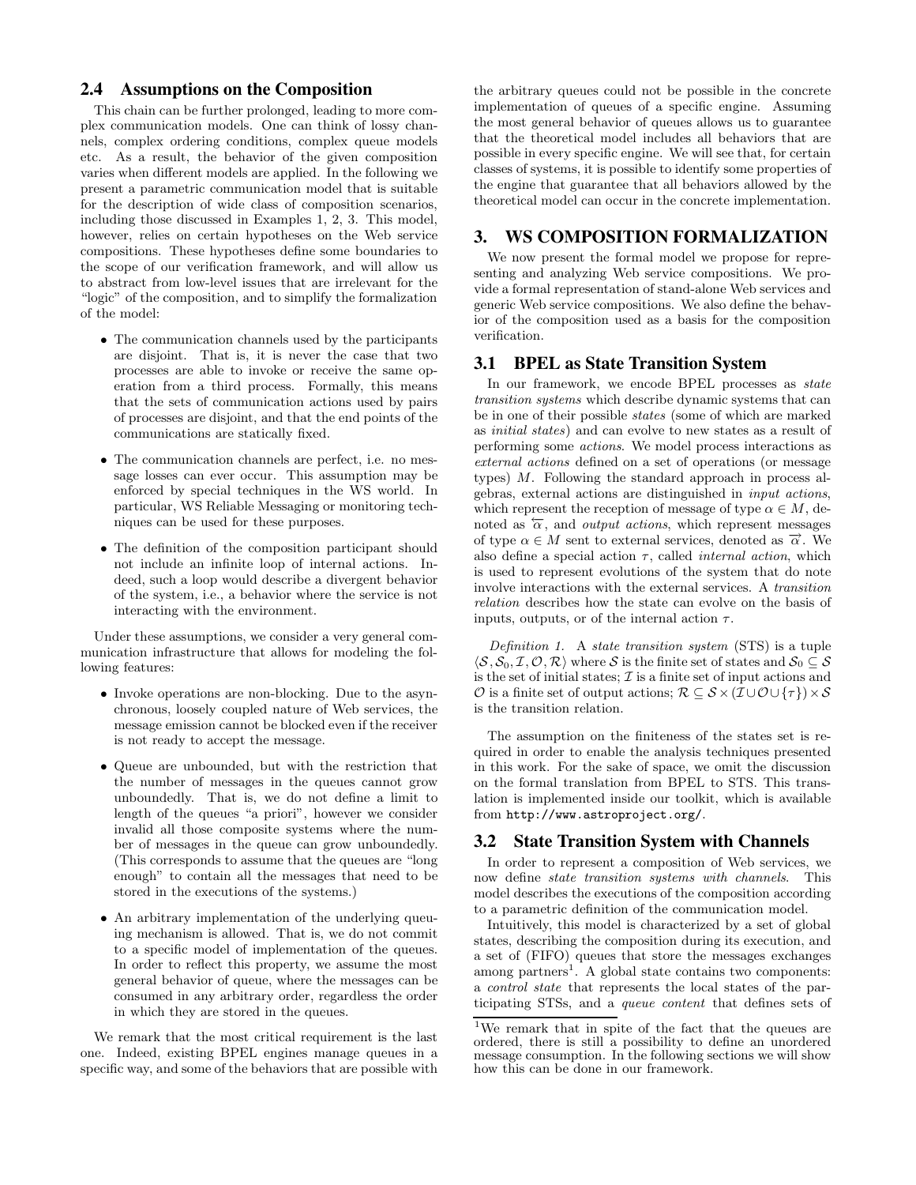## 2.4 Assumptions on the Composition

This chain can be further prolonged, leading to more complex communication models. One can think of lossy channels, complex ordering conditions, complex queue models etc. As a result, the behavior of the given composition varies when different models are applied. In the following we present a parametric communication model that is suitable for the description of wide class of composition scenarios, including those discussed in Examples 1, 2, 3. This model, however, relies on certain hypotheses on the Web service compositions. These hypotheses define some boundaries to the scope of our verification framework, and will allow us to abstract from low-level issues that are irrelevant for the "logic" of the composition, and to simplify the formalization of the model:

- The communication channels used by the participants are disjoint. That is, it is never the case that two processes are able to invoke or receive the same operation from a third process. Formally, this means that the sets of communication actions used by pairs of processes are disjoint, and that the end points of the communications are statically fixed.
- The communication channels are perfect, i.e. no message losses can ever occur. This assumption may be enforced by special techniques in the WS world. In particular, WS Reliable Messaging or monitoring techniques can be used for these purposes.
- The definition of the composition participant should not include an infinite loop of internal actions. Indeed, such a loop would describe a divergent behavior of the system, i.e., a behavior where the service is not interacting with the environment.

Under these assumptions, we consider a very general communication infrastructure that allows for modeling the following features:

- Invoke operations are non-blocking. Due to the asynchronous, loosely coupled nature of Web services, the message emission cannot be blocked even if the receiver is not ready to accept the message.
- Queue are unbounded, but with the restriction that the number of messages in the queues cannot grow unboundedly. That is, we do not define a limit to length of the queues "a priori", however we consider invalid all those composite systems where the number of messages in the queue can grow unboundedly. (This corresponds to assume that the queues are "long enough" to contain all the messages that need to be stored in the executions of the systems.)
- An arbitrary implementation of the underlying queuing mechanism is allowed. That is, we do not commit to a specific model of implementation of the queues. In order to reflect this property, we assume the most general behavior of queue, where the messages can be consumed in any arbitrary order, regardless the order in which they are stored in the queues.

We remark that the most critical requirement is the last one. Indeed, existing BPEL engines manage queues in a specific way, and some of the behaviors that are possible with the arbitrary queues could not be possible in the concrete implementation of queues of a specific engine. Assuming the most general behavior of queues allows us to guarantee that the theoretical model includes all behaviors that are possible in every specific engine. We will see that, for certain classes of systems, it is possible to identify some properties of the engine that guarantee that all behaviors allowed by the theoretical model can occur in the concrete implementation.

# 3. WS COMPOSITION FORMALIZATION

We now present the formal model we propose for representing and analyzing Web service compositions. We provide a formal representation of stand-alone Web services and generic Web service compositions. We also define the behavior of the composition used as a basis for the composition verification.

## 3.1 BPEL as State Transition System

In our framework, we encode BPEL processes as *state transition systems* which describe dynamic systems that can be in one of their possible *states* (some of which are marked as *initial states*) and can evolve to new states as a result of performing some *actions*. We model process interactions as *external actions* defined on a set of operations (or message types) $M$. Following the standard approach in process algebras, external actions are distinguished in *input actions*, which represent the reception of message of type $\alpha \in M$, denoted as $\overleftarrow{\alpha}$, and *output actions*, which represent messages of type $\alpha \in M$ sent to external services, denoted as $\overrightarrow{\alpha}$. We also define a special action $\tau$, called *internal action*, which is used to represent evolutions of the system that do note involve interactions with the external services. A *transition relation* describes how the state can evolve on the basis of inputs, outputs, or of the internal action $\tau$.

*Definition 1.* A *state transition system* (STS) is a tuple $\langle \mathcal{S}, \mathcal{S}_0, \mathcal{I}, \mathcal{O}, \mathcal{R} \rangle$ where $\mathcal{S}$ is the finite set of states and $\mathcal{S}_0 \subseteq \mathcal{S}$ is the set of initial states; $\mathcal{I}$ is a finite set of input actions and $\mathcal{O}$ is a finite set of output actions; $\mathcal{R} \subseteq \mathcal{S} \times (\mathcal{I} \cup \mathcal{O} \cup \{\tau\}) \times \mathcal{S}$ is the transition relation.

The assumption on the finiteness of the states set is required in order to enable the analysis techniques presented in this work. For the sake of space, we omit the discussion on the formal translation from BPEL to STS. This translation is implemented inside our toolkit, which is available from `http://www.astroproject.org/`.

## 3.2 State Transition System with Channels

In order to represent a composition of Web services, we now define *state transition systems with channels*. This model describes the executions of the composition according to a parametric definition of the communication model.

Intuitively, this model is characterized by a set of global states, describing the composition during its execution, and a set of (FIFO) queues that store the messages exchanges among partners[1]. A global state contains two components: a *control state* that represents the local states of the participating STSs, and a *queue content* that defines sets of

[1]We remark that in spite of the fact that the queues are ordered, there is still a possibility to define an unordered message consumption. In the following sections we will show how this can be done in our framework.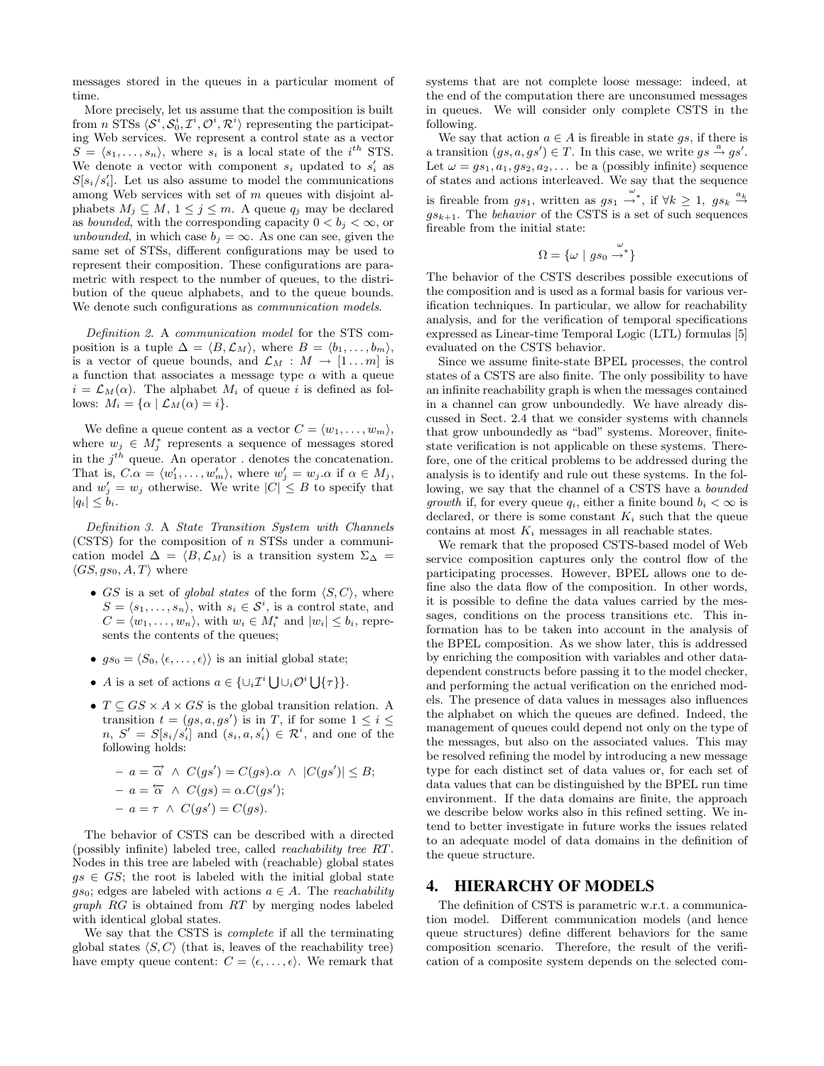messages stored in the queues in a particular moment of time.

More precisely, let us assume that the composition is built from $n$ STSs $\langle \mathcal{S}^i, \mathcal{S}^i_0, \mathcal{I}^i, \mathcal{O}^i, \mathcal{R}^i \rangle$ representing the participating Web services. We represent a control state as a vector $S = \langle s_1, \dots, s_n \rangle$, where $s_i$ is a local state of the $i^{th}$ STS. We denote a vector with component $s_i$ updated to $s'_i$ as $S[s_i/s'_i]$. Let us also assume to model the communications among Web services with set of $m$ queues with disjoint alphabets $M_j \subseteq M$, $1 \leq j \leq m$. A queue $q_j$ may be declared as *bounded*, with the corresponding capacity $0 < b_j < \infty$, or *unbounded*, in which case $b_j = \infty$. As one can see, given the same set of STSs, different configurations may be used to represent their composition. These configurations are parametric with respect to the number of queues, to the distribution of the queue alphabets, and to the queue bounds. We denote such configurations as *communication models*.

*Definition 2.* A *communication model* for the STS composition is a tuple $\Delta = \langle B, \mathcal{L}_M \rangle$, where $B = \langle b_1, \dots, b_m \rangle$, is a vector of queue bounds, and $\mathcal{L}_M : M \to [1 \dots m]$ is a function that associates a message type $\alpha$ with a queue $i = \mathcal{L}_M(\alpha)$. The alphabet $M_i$ of queue $i$ is defined as follows: $M_i = \{\alpha \mid \mathcal{L}_M(\alpha) = i\}$.

We define a queue content as a vector $C = \langle w_1, \dots, w_m \rangle$, where $w_j \in M_j^*$ represents a sequence of messages stored in the $j^{th}$ queue. An operator . denotes the concatenation. That is, $C.\alpha = \langle w'_1, \dots, w'_m \rangle$, where $w'_j = w_j.\alpha$ if $\alpha \in M_j$, and $w'_j = w_j$ otherwise. We write $|C| \leq B$ to specify that $|q_i| \leq b_i$.

*Definition 3.* A *State Transition System with Channels* (CSTS) for the composition of $n$ STSs under a communication model $\Delta = \langle B, \mathcal{L}_M \rangle$ is a transition system $\Sigma_\Delta = \langle GS, gs_0, A, T \rangle$ where

- $GS$ is a set of *global states* of the form $\langle S, C \rangle$, where $S = \langle s_1, \dots, s_n \rangle$, with $s_i \in \mathcal{S}^i$, is a control state, and $C = \langle w_1, \dots, w_n \rangle$, with $w_i \in M_i^*$ and $|w_i| \leq b_i$, represents the contents of the queues;
- $gs_0 = \langle S_0, \langle \epsilon, \dots, \epsilon \rangle \rangle$ is an initial global state;
- $A$ is a set of actions $a \in \{\cup_i \mathcal{I}^i \bigcup \cup_i \mathcal{O}^i \bigcup \{\tau\}\}$.
- $T \subseteq GS \times A \times GS$ is the global transition relation. A transition $t = (gs, a, gs')$ is in $T$, if for some $1 \leq i \leq n$, $S' = S[s_i/s'_i]$ and $(s_i, a, s'_i) \in \mathcal{R}^i$, and one of the following holds:
  - $a = \overrightarrow{\alpha} \ \wedge \ C(gs') = C(gs).\alpha \ \wedge \ |C(gs')| \leq B$;
  - $a = \overleftarrow{\alpha} \ \wedge \ C(gs) = \alpha.C(gs')$;
  - $a = \tau \ \wedge \ C(gs') = C(gs)$.

The behavior of CSTS can be described with a directed (possibly infinite) labeled tree, called *reachability tree* $RT$. Nodes in this tree are labeled with (reachable) global states $gs \in GS$; the root is labeled with the initial global state $gs_0$; edges are labeled with actions $a \in A$. The *reachability graph* $RG$ is obtained from $RT$ by merging nodes labeled with identical global states.

We say that the CSTS is *complete* if all the terminating global states $\langle S, C \rangle$ (that is, leaves of the reachability tree) have empty queue content: $C = \langle \epsilon, \dots, \epsilon \rangle$. We remark that systems that are not complete loose message: indeed, at the end of the computation there are unconsumed messages in queues. We will consider only complete CSTS in the following.

We say that action $a \in A$ is fireable in state $gs$, if there is a transition $(gs, a, gs') \in T$. In this case, we write $gs \xrightarrow{a} gs'$. Let $\omega = gs_1, a_1, gs_2, a_2, \dots$ be a (possibly infinite) sequence of states and actions interleaved. We say that the sequence is fireable from $gs_1$, written as $gs_1 \xrightarrow{\omega}{}^*$, if $\forall k \geq 1,\ gs_k \xrightarrow{a_k} gs_{k+1}$. The *behavior* of the CSTS is a set of such sequences fireable from the initial state:

$$\Omega = \{\omega \mid gs_0 \xrightarrow{\omega}{}^*\}$$

The behavior of the CSTS describes possible executions of the composition and is used as a formal basis for various verification techniques. In particular, we allow for reachability analysis, and for the verification of temporal specifications expressed as Linear-time Temporal Logic (LTL) formulas [5] evaluated on the CSTS behavior.

Since we assume finite-state BPEL processes, the control states of a CSTS are also finite. The only possibility to have an infinite reachability graph is when the messages contained in a channel can grow unboundedly. We have already discussed in Sect. 2.4 that we consider systems with channels that grow unboundedly as "bad" systems. Moreover, finite-state verification is not applicable on these systems. Therefore, one of the critical problems to be addressed during the analysis is to identify and rule out these systems. In the following, we say that the channel of a CSTS have a *bounded growth* if, for every queue $q_i$, either a finite bound $b_i < \infty$ is declared, or there is some constant $K_i$ such that the queue contains at most $K_i$ messages in all reachable states.

We remark that the proposed CSTS-based model of Web service composition captures only the control flow of the participating processes. However, BPEL allows one to define also the data flow of the composition. In other words, it is possible to define the data values carried by the messages, conditions on the process transitions etc. This information has to be taken into account in the analysis of the BPEL composition. As we show later, this is addressed by enriching the composition with variables and other data-dependent constructs before passing it to the model checker, and performing the actual verification on the enriched models. The presence of data values in messages also influences the alphabet on which the queues are defined. Indeed, the management of queues could depend not only on the type of the messages, but also on the associated values. This may be resolved refining the model by introducing a new message type for each distinct set of data values or, for each set of data values that can be distinguished by the BPEL run time environment. If the data domains are finite, the approach we describe below works also in this refined setting. We intend to better investigate in future works the issues related to an adequate model of data domains in the definition of the queue structure.

# 4. HIERARCHY OF MODELS

The definition of CSTS is parametric w.r.t. a communication model. Different communication models (and hence queue structures) define different behaviors for the same composition scenario. Therefore, the result of the verification of a composite system depends on the selected com-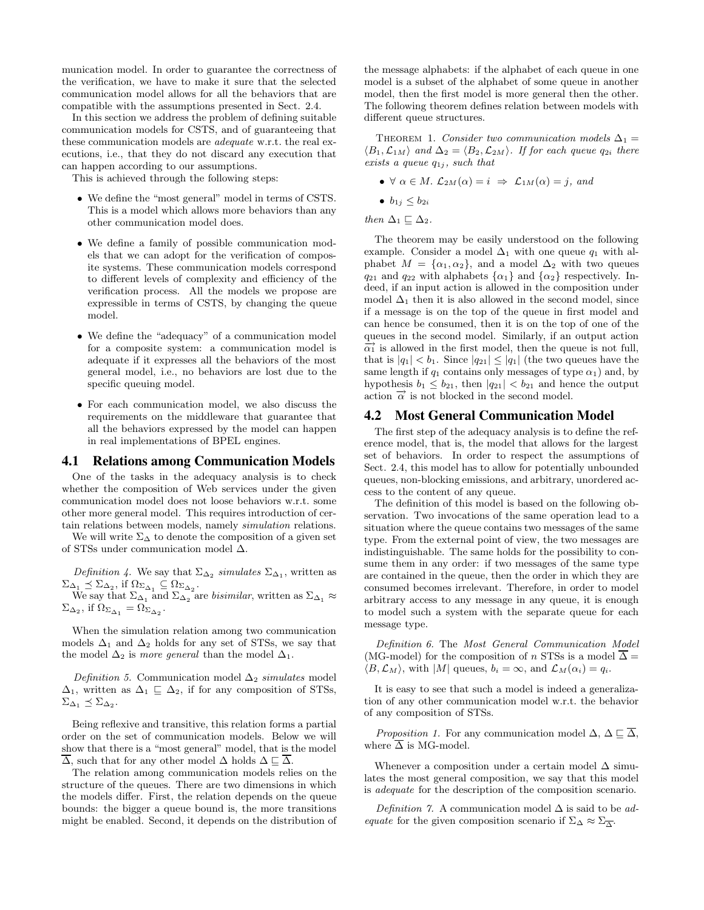munication model. In order to guarantee the correctness of the verification, we have to make it sure that the selected communication model allows for all the behaviors that are compatible with the assumptions presented in Sect. 2.4.

In this section we address the problem of defining suitable communication models for CSTS, and of guaranteeing that these communication models are *adequate* w.r.t. the real executions, i.e., that they do not discard any execution that can happen according to our assumptions.

This is achieved through the following steps:

- We define the "most general" model in terms of CSTS. This is a model which allows more behaviors than any other communication model does.
- We define a family of possible communication models that we can adopt for the verification of composite systems. These communication models correspond to different levels of complexity and efficiency of the verification process. All the models we propose are expressible in terms of CSTS, by changing the queue model.
- We define the "adequacy" of a communication model for a composite system: a communication model is adequate if it expresses all the behaviors of the most general model, i.e., no behaviors are lost due to the specific queuing model.
- For each communication model, we also discuss the requirements on the middleware that guarantee that all the behaviors expressed by the model can happen in real implementations of BPEL engines.

## 4.1 Relations among Communication Models

One of the tasks in the adequacy analysis is to check whether the composition of Web services under the given communication model does not loose behaviors w.r.t. some other more general model. This requires introduction of certain relations between models, namely *simulation* relations.

We will write $\Sigma_\Delta$ to denote the composition of a given set of STSs under communication model $\Delta$.

*Definition 4.* We say that $\Sigma_{\Delta_2}$ *simulates* $\Sigma_{\Delta_1}$, written as $\Sigma_{\Delta_1} \preceq \Sigma_{\Delta_2}$, if $\Omega_{\Sigma_{\Delta_1}} \subseteq \Omega_{\Sigma_{\Delta_2}}$.
We say that $\Sigma_{\Delta_1}$ and $\Sigma_{\Delta_2}$ are *bisimilar*, written as $\Sigma_{\Delta_1} \approx \Sigma_{\Delta_2}$, if $\Omega_{\Sigma_{\Delta_1}} = \Omega_{\Sigma_{\Delta_2}}$.

When the simulation relation among two communication models $\Delta_1$ and $\Delta_2$ holds for any set of STSs, we say that the model $\Delta_2$ is *more general* than the model $\Delta_1$.

*Definition 5.* Communication model $\Delta_2$ *simulates* model $\Delta_1$, written as $\Delta_1 \sqsubseteq \Delta_2$, if for any composition of STSs, $\Sigma_{\Delta_1} \preceq \Sigma_{\Delta_2}$.

Being reflexive and transitive, this relation forms a partial order on the set of communication models. Below we will show that there is a "most general" model, that is the model $\overline{\Delta}$, such that for any other model $\Delta$ holds $\Delta \sqsubseteq \overline{\Delta}$.

The relation among communication models relies on the structure of the queues. There are two dimensions in which the models differ. First, the relation depends on the queue bounds: the bigger a queue bound is, the more transitions might be enabled. Second, it depends on the distribution of the message alphabets: if the alphabet of each queue in one model is a subset of the alphabet of some queue in another model, then the first model is more general then the other. The following theorem defines relation between models with different queue structures.

Theorem 1. *Consider two communication models $\Delta_1 = \langle B_1, \mathcal{L}_{1M}\rangle$ and $\Delta_2 = \langle B_2, \mathcal{L}_{2M}\rangle$. If for each queue $q_{2i}$ there exists a queue $q_{1j}$, such that*

- $\forall\ \alpha \in M.\ \mathcal{L}_{2M}(\alpha) = i \ \Rightarrow\ \mathcal{L}_{1M}(\alpha) = j$*, and*
- $b_{1j} \leq b_{2i}$

*then $\Delta_1 \sqsubseteq \Delta_2$.*

The theorem may be easily understood on the following example. Consider a model $\Delta_1$ with one queue $q_1$ with alphabet $M = \{\alpha_1, \alpha_2\}$, and a model $\Delta_2$ with two queues $q_{21}$ and $q_{22}$ with alphabets $\{\alpha_1\}$ and $\{\alpha_2\}$ respectively. Indeed, if an input action is allowed in the composition under model $\Delta_1$ then it is also allowed in the second model, since if a message is on the top of the queue in first model and can hence be consumed, then it is on the top of one of the queues in the second model. Similarly, if an output action $\overrightarrow{\alpha_1}$ is allowed in the first model, then the queue is not full, that is $|q_1| < b_1$. Since $|q_{21}| \leq |q_1|$ (the two queues have the same length if $q_1$ contains only messages of type $\alpha_1$) and, by hypothesis $b_1 \leq b_{21}$, then $|q_{21}| < b_{21}$ and hence the output action $\overrightarrow{\alpha}$ is not blocked in the second model.

## 4.2 Most General Communication Model

The first step of the adequacy analysis is to define the reference model, that is, the model that allows for the largest set of behaviors. In order to respect the assumptions of Sect. 2.4, this model has to allow for potentially unbounded queues, non-blocking emissions, and arbitrary, unordered access to the content of any queue.

The definition of this model is based on the following observation. Two invocations of the same operation lead to a situation where the queue contains two messages of the same type. From the external point of view, the two messages are indistinguishable. The same holds for the possibility to consume them in any order: if two messages of the same type are contained in the queue, then the order in which they are consumed becomes irrelevant. Therefore, in order to model arbitrary access to any message in any queue, it is enough to model such a system with the separate queue for each message type.

*Definition 6.* The *Most General Communication Model* (MG-model) for the composition of $n$ STSs is a model $\overline{\Delta} = \langle B, \mathcal{L}_M\rangle$, with $|M|$ queues, $b_i = \infty$, and $\mathcal{L}_M(\alpha_i) = q_i$.

It is easy to see that such a model is indeed a generalization of any other communication model w.r.t. the behavior of any composition of STSs.

*Proposition 1.* For any communication model $\Delta$, $\Delta \sqsubseteq \overline{\Delta}$, where $\overline{\Delta}$ is MG-model.

Whenever a composition under a certain model $\Delta$ simulates the most general composition, we say that this model is *adequate* for the description of the composition scenario.

*Definition 7.* A communication model $\Delta$ is said to be *adequate* for the given composition scenario if $\Sigma_\Delta \approx \Sigma_{\overline{\Delta}}$.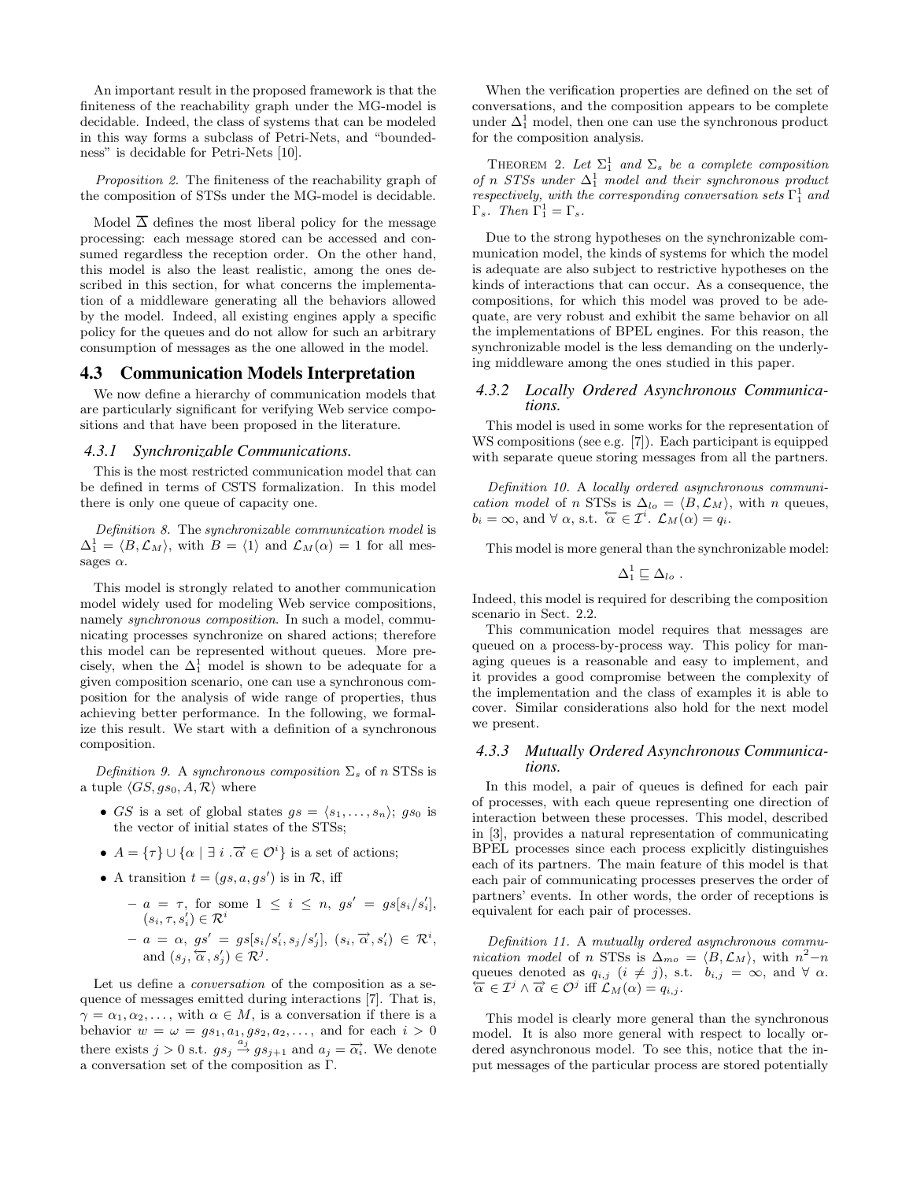An important result in the proposed framework is that the finiteness of the reachability graph under the MG-model is decidable. Indeed, the class of systems that can be modeled in this way forms a subclass of Petri-Nets, and "boundedness" is decidable for Petri-Nets [10].

*Proposition 2.* The finiteness of the reachability graph of the composition of STSs under the MG-model is decidable.

Model $\overline{\Delta}$ defines the most liberal policy for the message processing: each message stored can be accessed and consumed regardless the reception order. On the other hand, this model is also the least realistic, among the ones described in this section, for what concerns the implementation of a middleware generating all the behaviors allowed by the model. Indeed, all existing engines apply a specific policy for the queues and do not allow for such an arbitrary consumption of messages as the one allowed in the model.

## 4.3 Communication Models Interpretation

We now define a hierarchy of communication models that are particularly significant for verifying Web service compositions and that have been proposed in the literature.

### 4.3.1 Synchronizable Communications.

This is the most restricted communication model that can be defined in terms of CSTS formalization. In this model there is only one queue of capacity one.

*Definition 8.* The *synchronizable communication model* is $\Delta_1^1 = \langle B, \mathcal{L}_M \rangle$, with $B = \langle 1 \rangle$ and $\mathcal{L}_M(\alpha) = 1$ for all messages $\alpha$.

This model is strongly related to another communication model widely used for modeling Web service compositions, namely *synchronous composition*. In such a model, communicating processes synchronize on shared actions; therefore this model can be represented without queues. More precisely, when the $\Delta_1^1$ model is shown to be adequate for a given composition scenario, one can use a synchronous composition for the analysis of wide range of properties, thus achieving better performance. In the following, we formalize this result. We start with a definition of a synchronous composition.

*Definition 9.* A *synchronous composition* $\Sigma_s$ of $n$ STSs is a tuple $\langle GS, gs_0, A, \mathcal{R} \rangle$ where

- $GS$ is a set of global states $gs = \langle s_1, \ldots, s_n \rangle$; $gs_0$ is the vector of initial states of the STSs;
- $A = \{\tau\} \cup \{\alpha \mid \exists\, i\,.\overrightarrow{\alpha} \in \mathcal{O}^i\}$ is a set of actions;
- A transition $t = (gs, a, gs')$ is in $\mathcal{R}$, iff
  - $a = \tau$, for some $1 \leq i \leq n$, $gs' = gs[s_i/s_i']$, $(s_i, \tau, s_i') \in \mathcal{R}^i$
  - $a = \alpha$, $gs' = gs[s_i/s_i', s_j/s_j']$, $(s_i, \overrightarrow{\alpha}, s_i') \in \mathcal{R}^i$, and $(s_j, \overleftarrow{\alpha}, s_j') \in \mathcal{R}^j$.

Let us define a *conversation* of the composition as a sequence of messages emitted during interactions [7]. That is, $\gamma = \alpha_1, \alpha_2, \ldots$, with $\alpha \in M$, is a conversation if there is a behavior $w = \omega = gs_1, a_1, gs_2, a_2, \ldots$, and for each $i > 0$ there exists $j > 0$ s.t. $gs_j \xrightarrow{a_j} gs_{j+1}$ and $a_j = \overrightarrow{\alpha_i}$. We denote a conversation set of the composition as $\Gamma$.

When the verification properties are defined on the set of conversations, and the composition appears to be complete under $\Delta_1^1$ model, then one can use the synchronous product for the composition analysis.

THEOREM 2. *Let $\Sigma_1^1$ and $\Sigma_s$ be a complete composition of $n$ STSs under $\Delta_1^1$ model and their synchronous product respectively, with the corresponding conversation sets $\Gamma_1^1$ and $\Gamma_s$. Then $\Gamma_1^1 = \Gamma_s$.*

Due to the strong hypotheses on the synchronizable communication model, the kinds of systems for which the model is adequate are also subject to restrictive hypotheses on the kinds of interactions that can occur. As a consequence, the compositions, for which this model was proved to be adequate, are very robust and exhibit the same behavior on all the implementations of BPEL engines. For this reason, the synchronizable model is the less demanding on the underlying middleware among the ones studied in this paper.

### 4.3.2 Locally Ordered Asynchronous Communications.

This model is used in some works for the representation of WS compositions (see e.g. [7]). Each participant is equipped with separate queue storing messages from all the partners.

*Definition 10.* A *locally ordered asynchronous communication model* of $n$ STSs is $\Delta_{lo} = \langle B, \mathcal{L}_M \rangle$, with $n$ queues, $b_i = \infty$, and $\forall\, \alpha$, s.t. $\overleftarrow{\alpha} \in \mathcal{I}^i$. $\mathcal{L}_M(\alpha) = q_i$.

This model is more general than the synchronizable model:

$$\Delta_1^1 \sqsubseteq \Delta_{lo}\,.$$

Indeed, this model is required for describing the composition scenario in Sect. 2.2.

This communication model requires that messages are queued on a process-by-process way. This policy for managing queues is a reasonable and easy to implement, and it provides a good compromise between the complexity of the implementation and the class of examples it is able to cover. Similar considerations also hold for the next model we present.

### 4.3.3 Mutually Ordered Asynchronous Communications.

In this model, a pair of queues is defined for each pair of processes, with each queue representing one direction of interaction between these processes. This model, described in [3], provides a natural representation of communicating BPEL processes since each process explicitly distinguishes each of its partners. The main feature of this model is that each pair of communicating processes preserves the order of partners' events. In other words, the order of receptions is equivalent for each pair of processes.

*Definition 11.* A *mutually ordered asynchronous communication model* of $n$ STSs is $\Delta_{mo} = \langle B, \mathcal{L}_M \rangle$, with $n^2 - n$ queues denoted as $q_{i,j}$ $(i \neq j)$, s.t. $b_{i,j} = \infty$, and $\forall\, \alpha$. $\overleftarrow{\alpha} \in \mathcal{I}^j \wedge \overrightarrow{\alpha} \in \mathcal{O}^j$ iff $\mathcal{L}_M(\alpha) = q_{i,j}$.

This model is clearly more general than the synchronous model. It is also more general with respect to locally ordered asynchronous model. To see this, notice that the input messages of the particular process are stored potentially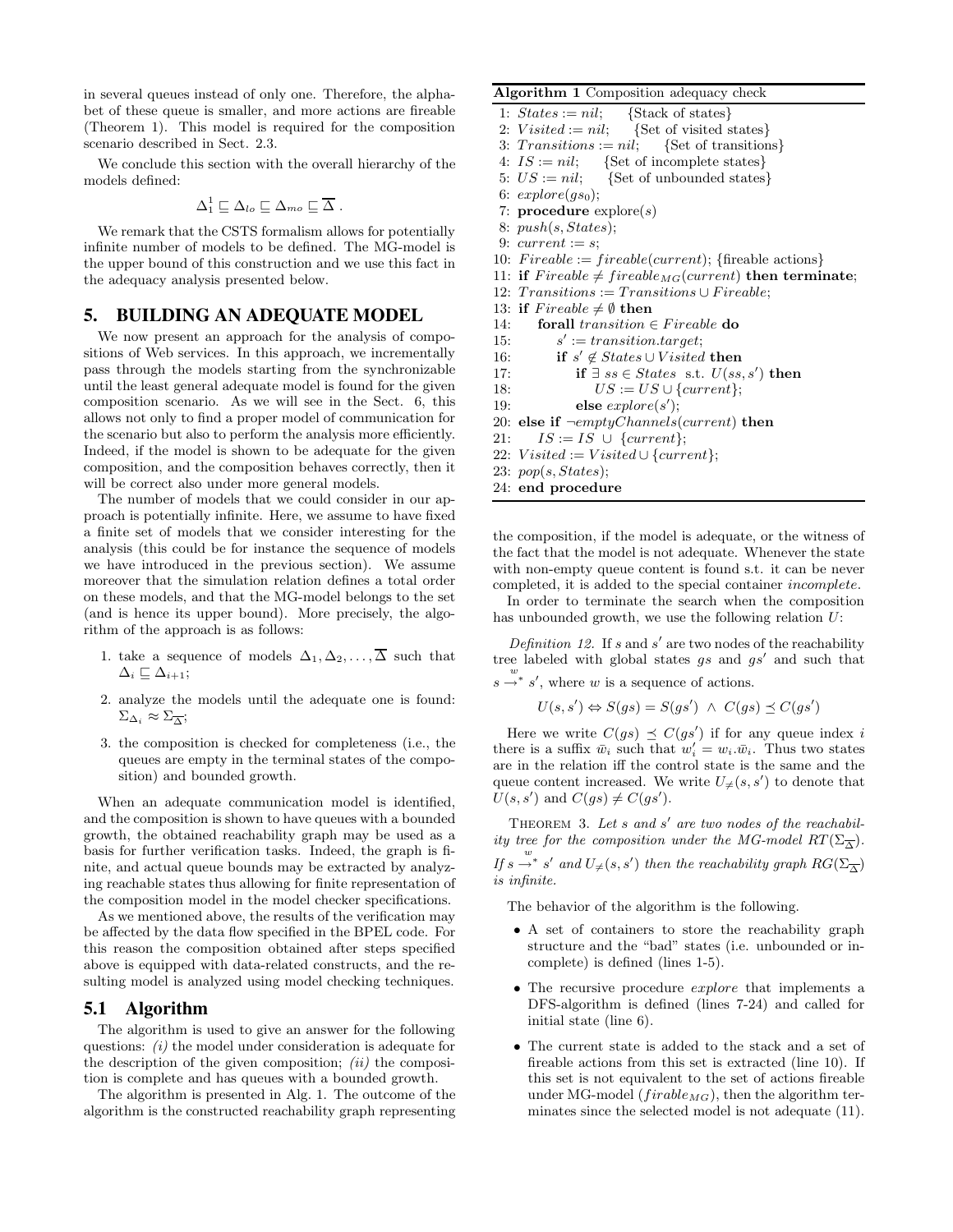in several queues instead of only one. Therefore, the alphabet of these queue is smaller, and more actions are fireable (Theorem 1). This model is required for the composition scenario described in Sect. 2.3.

We conclude this section with the overall hierarchy of the models defined:

$$\Delta_1^1 \sqsubseteq \Delta_{lo} \sqsubseteq \Delta_{mo} \sqsubseteq \overline{\Delta} \,.$$

We remark that the CSTS formalism allows for potentially infinite number of models to be defined. The MG-model is the upper bound of this construction and we use this fact in the adequacy analysis presented below.

## 5. BUILDING AN ADEQUATE MODEL

We now present an approach for the analysis of compositions of Web services. In this approach, we incrementally pass through the models starting from the synchronizable until the least general adequate model is found for the given composition scenario. As we will see in the Sect. 6, this allows not only to find a proper model of communication for the scenario but also to perform the analysis more efficiently. Indeed, if the model is shown to be adequate for the given composition, and the composition behaves correctly, then it will be correct also under more general models.

The number of models that we could consider in our approach is potentially infinite. Here, we assume to have fixed a finite set of models that we consider interesting for the analysis (this could be for instance the sequence of models we have introduced in the previous section). We assume moreover that the simulation relation defines a total order on these models, and that the MG-model belongs to the set (and is hence its upper bound). More precisely, the algorithm of the approach is as follows:

1. take a sequence of models $\Delta_1, \Delta_2, \ldots, \overline{\Delta}$ such that $\Delta_i \sqsubseteq \Delta_{i+1}$;
2. analyze the models until the adequate one is found: $\Sigma_{\Delta_i} \approx \Sigma_{\overline{\Delta}}$;
3. the composition is checked for completeness (i.e., the queues are empty in the terminal states of the composition) and bounded growth.

When an adequate communication model is identified, and the composition is shown to have queues with a bounded growth, the obtained reachability graph may be used as a basis for further verification tasks. Indeed, the graph is finite, and actual queue bounds may be extracted by analyzing reachable states thus allowing for finite representation of the composition model in the model checker specifications.

As we mentioned above, the results of the verification may be affected by the data flow specified in the BPEL code. For this reason the composition obtained after steps specified above is equipped with data-related constructs, and the resulting model is analyzed using model checking techniques.

### 5.1 Algorithm

The algorithm is used to give an answer for the following questions: *(i)* the model under consideration is adequate for the description of the given composition; *(ii)* the composition is complete and has queues with a bounded growth.

The algorithm is presented in Alg. 1. The outcome of the algorithm is the constructed reachability graph representing the composition, if the model is adequate, or the witness of the fact that the model is not adequate. Whenever the state with non-empty queue content is found s.t. it can be never completed, it is added to the special container *incomplete*.

**Algorithm 1** Composition adequacy check

```
1: States := nil;    {Stack of states}
2: Visited := nil;    {Set of visited states}
3: Transitions := nil;    {Set of transitions}
4: IS := nil;    {Set of incomplete states}
5: US := nil;    {Set of unbounded states}
6: explore(gs_0);
7: procedure explore(s)
8: push(s, States);
9: current := s;
10: Fireable := fireable(current); {fireable actions}
11: if Fireable ≠ fireable_MG(current) then terminate;
12: Transitions := Transitions ∪ Fireable;
13: if Fireable ≠ ∅ then
14:     forall transition ∈ Fireable do
15:         s' := transition.target;
16:         if s' ∉ States ∪ Visited then
17:             if ∃ ss ∈ States s.t. U(ss, s') then
18:                 US := US ∪ {current};
19:             else explore(s');
20: else if ¬emptyChannels(current) then
21:     IS := IS ∪ {current};
22: Visited := Visited ∪ {current};
23: pop(s, States);
24: end procedure
```

In order to terminate the search when the composition has unbounded growth, we use the following relation $U$:

*Definition 12.* If $s$ and $s'$ are two nodes of the reachability tree labeled with global states $gs$ and $gs'$ and such that $s \stackrel{w}{\rightarrow}^* s'$, where $w$ is a sequence of actions.

$$U(s, s') \Leftrightarrow S(gs) = S(gs') \ \wedge \ C(gs) \preceq C(gs')$$

Here we write $C(gs) \preceq C(gs')$ if for any queue index $i$ there is a suffix $\bar{w}_i$ such that $w'_i = w_i.\bar{w}_i$. Thus two states are in the relation iff the control state is the same and the queue content increased. We write $U_{\neq}(s, s')$ to denote that $U(s, s')$ and $C(gs) \neq C(gs')$.

THEOREM 3. *Let $s$ and $s'$ are two nodes of the reachability tree for the composition under the MG-model $RT(\Sigma_{\overline{\Delta}})$. If $s \stackrel{w}{\rightarrow}^* s'$ and $U_{\neq}(s, s')$ then the reachability graph $RG(\Sigma_{\overline{\Delta}})$ is infinite.*

The behavior of the algorithm is the following.

- A set of containers to store the reachability graph structure and the "bad" states (i.e. unbounded or incomplete) is defined (lines 1-5).
- The recursive procedure *explore* that implements a DFS-algorithm is defined (lines 7-24) and called for initial state (line 6).
- The current state is added to the stack and a set of fireable actions from this set is extracted (line 10). If this set is not equivalent to the set of actions fireable under MG-model ($firable_{MG}$), then the algorithm terminates since the selected model is not adequate (11).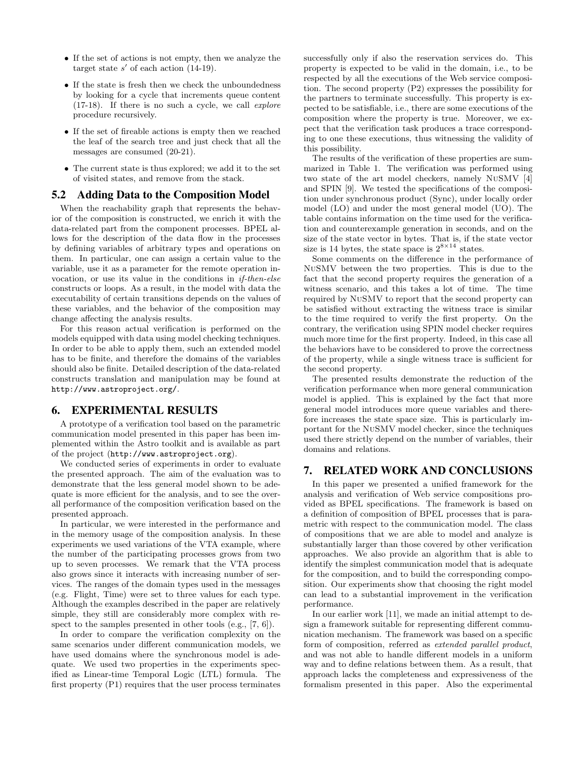- If the set of actions is not empty, then we analyze the target state $s'$ of each action (14-19).
- If the state is fresh then we check the unboundedness by looking for a cycle that increments queue content (17-18). If there is no such a cycle, we call *explore* procedure recursively.
- If the set of fireable actions is empty then we reached the leaf of the search tree and just check that all the messages are consumed (20-21).
- The current state is thus explored; we add it to the set of visited states, and remove from the stack.

## 5.2 Adding Data to the Composition Model

When the reachability graph that represents the behavior of the composition is constructed, we enrich it with the data-related part from the component processes. BPEL allows for the description of the data flow in the processes by defining variables of arbitrary types and operations on them. In particular, one can assign a certain value to the variable, use it as a parameter for the remote operation invocation, or use its value in the conditions in *if-then-else* constructs or loops. As a result, in the model with data the executability of certain transitions depends on the values of these variables, and the behavior of the composition may change affecting the analysis results.

For this reason actual verification is performed on the models equipped with data using model checking techniques. In order to be able to apply them, such an extended model has to be finite, and therefore the domains of the variables should also be finite. Detailed description of the data-related constructs translation and manipulation may be found at http://www.astroproject.org/.

# 6. EXPERIMENTAL RESULTS

A prototype of a verification tool based on the parametric communication model presented in this paper has been implemented within the Astro toolkit and is available as part of the project (http://www.astroproject.org).

We conducted series of experiments in order to evaluate the presented approach. The aim of the evaluation was to demonstrate that the less general model shown to be adequate is more efficient for the analysis, and to see the overall performance of the composition verification based on the presented approach.

In particular, we were interested in the performance and in the memory usage of the composition analysis. In these experiments we used variations of the VTA example, where the number of the participating processes grows from two up to seven processes. We remark that the VTA process also grows since it interacts with increasing number of services. The ranges of the domain types used in the messages (e.g. Flight, Time) were set to three values for each type. Although the examples described in the paper are relatively simple, they still are considerably more complex with respect to the samples presented in other tools (e.g., [7, 6]).

In order to compare the verification complexity on the same scenarios under different communication models, we have used domains where the synchronous model is adequate. We used two properties in the experiments specified as Linear-time Temporal Logic (LTL) formula. The first property (P1) requires that the user process terminates successfully only if also the reservation services do. This property is expected to be valid in the domain, i.e., to be respected by all the executions of the Web service composition. The second property (P2) expresses the possibility for the partners to terminate successfully. This property is expected to be satisfiable, i.e., there are some executions of the composition where the property is true. Moreover, we expect that the verification task produces a trace corresponding to one these executions, thus witnessing the validity of this possibility.

The results of the verification of these properties are summarized in Table 1. The verification was performed using two state of the art model checkers, namely NuSMV [4] and SPIN [9]. We tested the specifications of the composition under synchronous product (Sync), under locally order model (LO) and under the most general model (UO). The table contains information on the time used for the verification and counterexample generation in seconds, and on the size of the state vector in bytes. That is, if the state vector size is 14 bytes, the state space is $2^{8\times 14}$ states.

Some comments on the difference in the performance of NuSMV between the two properties. This is due to the fact that the second property requires the generation of a witness scenario, and this takes a lot of time. The time required by NuSMV to report that the second property can be satisfied without extracting the witness trace is similar to the time required to verify the first property. On the contrary, the verification using SPIN model checker requires much more time for the first property. Indeed, in this case all the behaviors have to be considered to prove the correctness of the property, while a single witness trace is sufficient for the second property.

The presented results demonstrate the reduction of the verification performance when more general communication model is applied. This is explained by the fact that more general model introduces more queue variables and therefore increases the state space size. This is particularly important for the NuSMV model checker, since the techniques used there strictly depend on the number of variables, their domains and relations.

# 7. RELATED WORK AND CONCLUSIONS

In this paper we presented a unified framework for the analysis and verification of Web service compositions provided as BPEL specifications. The framework is based on a definition of composition of BPEL processes that is parametric with respect to the communication model. The class of compositions that we are able to model and analyze is substantially larger than those covered by other verification approaches. We also provide an algorithm that is able to identify the simplest communication model that is adequate for the composition, and to build the corresponding composition. Our experiments show that choosing the right model can lead to a substantial improvement in the verification performance.

In our earlier work [11], we made an initial attempt to design a framework suitable for representing different communication mechanism. The framework was based on a specific form of composition, referred as *extended parallel product*, and was not able to handle different models in a uniform way and to define relations between them. As a result, that approach lacks the completeness and expressiveness of the formalism presented in this paper. Also the experimental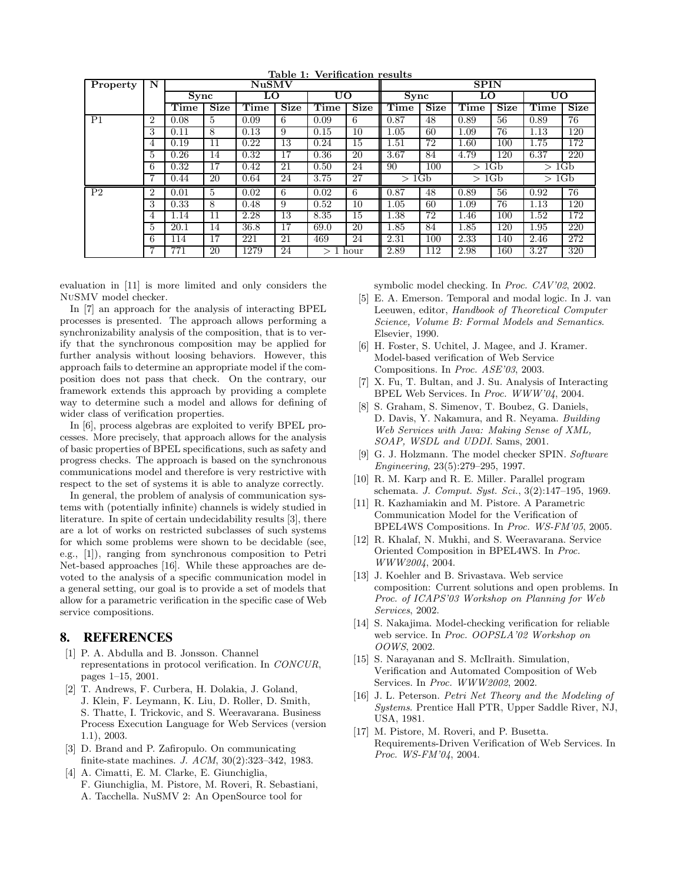Table 1: Verification results

| Property | N | NuSMV | | | | | | SPIN | | | | | |
|---|---|---|---|---|---|---|---|---|---|---|---|---|---|
| | | Sync | | LO | | UO | | Sync | | LO | | UO | |
| | | Time | Size | Time | Size | Time | Size | Time | Size | Time | Size | Time | Size |
| P1 | 2 | 0.08 | 5 | 0.09 | 6 | 0.09 | 6 | 0.87 | 48 | 0.89 | 56 | 0.89 | 76 |
| | 3 | 0.11 | 8 | 0.13 | 9 | 0.15 | 10 | 1.05 | 60 | 1.09 | 76 | 1.13 | 120 |
| | 4 | 0.19 | 11 | 0.22 | 13 | 0.24 | 15 | 1.51 | 72 | 1.60 | 100 | 1.75 | 172 |
| | 5 | 0.26 | 14 | 0.32 | 17 | 0.36 | 20 | 3.67 | 84 | 4.79 | 120 | 6.37 | 220 |
| | 6 | 0.32 | 17 | 0.42 | 21 | 0.50 | 24 | 90 | 100 | > 1Gb | | > 1Gb | |
| | 7 | 0.44 | 20 | 0.64 | 24 | 3.75 | 27 | > 1Gb | | > 1Gb | | > 1Gb | |
| P2 | 2 | 0.01 | 5 | 0.02 | 6 | 0.02 | 6 | 0.87 | 48 | 0.89 | 56 | 0.92 | 76 |
| | 3 | 0.33 | 8 | 0.48 | 9 | 0.52 | 10 | 1.05 | 60 | 1.09 | 76 | 1.13 | 120 |
| | 4 | 1.14 | 11 | 2.28 | 13 | 8.35 | 15 | 1.38 | 72 | 1.46 | 100 | 1.52 | 172 |
| | 5 | 20.1 | 14 | 36.8 | 17 | 69.0 | 20 | 1.85 | 84 | 1.85 | 120 | 1.95 | 220 |
| | 6 | 114 | 17 | 221 | 21 | 469 | 24 | 2.31 | 100 | 2.33 | 140 | 2.46 | 272 |
| | 7 | 771 | 20 | 1279 | 24 | > 1 hour | | 2.89 | 112 | 2.98 | 160 | 3.27 | 320 |

evaluation in [11] is more limited and only considers the NuSMV model checker.

In [7] an approach for the analysis of interacting BPEL processes is presented. The approach allows performing a synchronizability analysis of the composition, that is to verify that the synchronous composition may be applied for further analysis without loosing behaviors. However, this approach fails to determine an appropriate model if the composition does not pass that check. On the contrary, our framework extends this approach by providing a complete way to determine such a model and allows for defining of wider class of verification properties.

In [6], process algebras are exploited to verify BPEL processes. More precisely, that approach allows for the analysis of basic properties of BPEL specifications, such as safety and progress checks. The approach is based on the synchronous communications model and therefore is very restrictive with respect to the set of systems it is able to analyze correctly.

In general, the problem of analysis of communication systems with (potentially infinite) channels is widely studied in literature. In spite of certain undecidability results [3], there are a lot of works on restricted subclasses of such systems for which some problems were shown to be decidable (see, e.g., [1]), ranging from synchronous composition to Petri Net-based approaches [16]. While these approaches are devoted to the analysis of a specific communication model in a general setting, our goal is to provide a set of models that allow for a parametric verification in the specific case of Web service compositions.

## 8. REFERENCES

[1] P. A. Abdulla and B. Jonsson. Channel representations in protocol verification. In *CONCUR*, pages 1–15, 2001.

[2] T. Andrews, F. Curbera, H. Dolakia, J. Goland, J. Klein, F. Leymann, K. Liu, D. Roller, D. Smith, S. Thatte, I. Trickovic, and S. Weeravarana. Business Process Execution Language for Web Services (version 1.1), 2003.

[3] D. Brand and P. Zafiropulo. On communicating finite-state machines. *J. ACM*, 30(2):323–342, 1983.

[4] A. Cimatti, E. M. Clarke, E. Giunchiglia, F. Giunchiglia, M. Pistore, M. Roveri, R. Sebastiani, A. Tacchella. NuSMV 2: An OpenSource tool for symbolic model checking. In *Proc. CAV'02*, 2002.

[5] E. A. Emerson. Temporal and modal logic. In J. van Leeuwen, editor, *Handbook of Theoretical Computer Science, Volume B: Formal Models and Semantics*. Elsevier, 1990.

[6] H. Foster, S. Uchitel, J. Magee, and J. Kramer. Model-based verification of Web Service Compositions. In *Proc. ASE'03*, 2003.

[7] X. Fu, T. Bultan, and J. Su. Analysis of Interacting BPEL Web Services. In *Proc. WWW'04*, 2004.

[8] S. Graham, S. Simenov, T. Boubez, G. Daniels, D. Davis, Y. Nakamura, and R. Neyama. *Building Web Services with Java: Making Sense of XML, SOAP, WSDL and UDDI*. Sams, 2001.

[9] G. J. Holzmann. The model checker SPIN. *Software Engineering*, 23(5):279–295, 1997.

[10] R. M. Karp and R. E. Miller. Parallel program schemata. *J. Comput. Syst. Sci.*, 3(2):147–195, 1969.

[11] R. Kazhamiakin and M. Pistore. A Parametric Communication Model for the Verification of BPEL4WS Compositions. In *Proc. WS-FM'05*, 2005.

[12] R. Khalaf, N. Mukhi, and S. Weeravarana. Service Oriented Composition in BPEL4WS. In *Proc. WWW2004*, 2004.

[13] J. Koehler and B. Srivastava. Web service composition: Current solutions and open problems. In *Proc. of ICAPS'03 Workshop on Planning for Web Services*, 2002.

[14] S. Nakajima. Model-checking verification for reliable web service. In *Proc. OOPSLA'02 Workshop on OOWS*, 2002.

[15] S. Narayanan and S. McIlraith. Simulation, Verification and Automated Composition of Web Services. In *Proc. WWW2002*, 2002.

[16] J. L. Peterson. *Petri Net Theory and the Modeling of Systems*. Prentice Hall PTR, Upper Saddle River, NJ, USA, 1981.

[17] M. Pistore, M. Roveri, and P. Busetta. Requirements-Driven Verification of Web Services. In *Proc. WS-FM'04*, 2004.